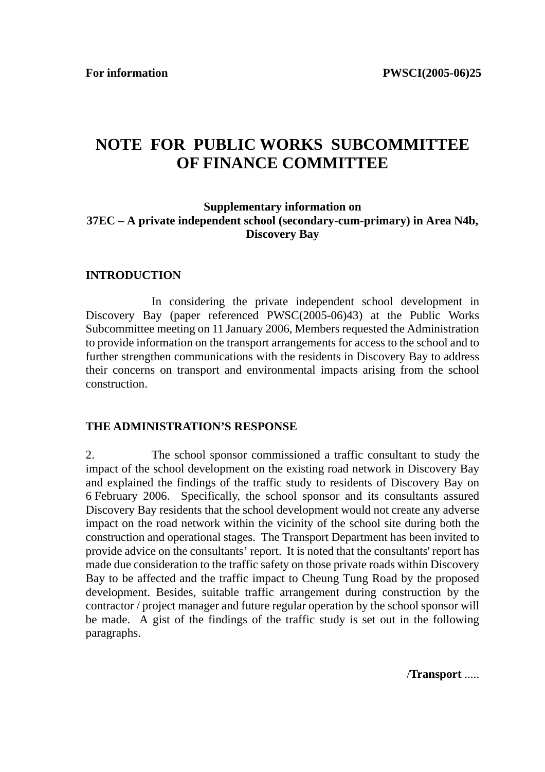**For information** **PWSCI(2005-06)25**

# NOTE FOR PUBLIC WORKS SUBCOMMITTEE OF FINANCE COMMITTEE

### Supplementary information on 37EC – A private independent school (secondary-cum-primary) in Area N4b, Discovery Bay

## INTRODUCTION

In considering the private independent school development in Discovery Bay (paper referenced PWSC(2005-06)43) at the Public Works Subcommittee meeting on 11 January 2006, Members requested the Administration to provide information on the transport arrangements for access to the school and to further strengthen communications with the residents in Discovery Bay to address their concerns on transport and environmental impacts arising from the school construction.

## THE ADMINISTRATION'S RESPONSE

2. The school sponsor commissioned a traffic consultant to study the impact of the school development on the existing road network in Discovery Bay and explained the findings of the traffic study to residents of Discovery Bay on 6 February 2006. Specifically, the school sponsor and its consultants assured Discovery Bay residents that the school development would not create any adverse impact on the road network within the vicinity of the school site during both the construction and operational stages. The Transport Department has been invited to provide advice on the consultants' report. It is noted that the consultants' report has made due consideration to the traffic safety on those private roads within Discovery Bay to be affected and the traffic impact to Cheung Tung Road by the proposed development. Besides, suitable traffic arrangement during construction by the contractor / project manager and future regular operation by the school sponsor will be made. A gist of the findings of the traffic study is set out in the following paragraphs.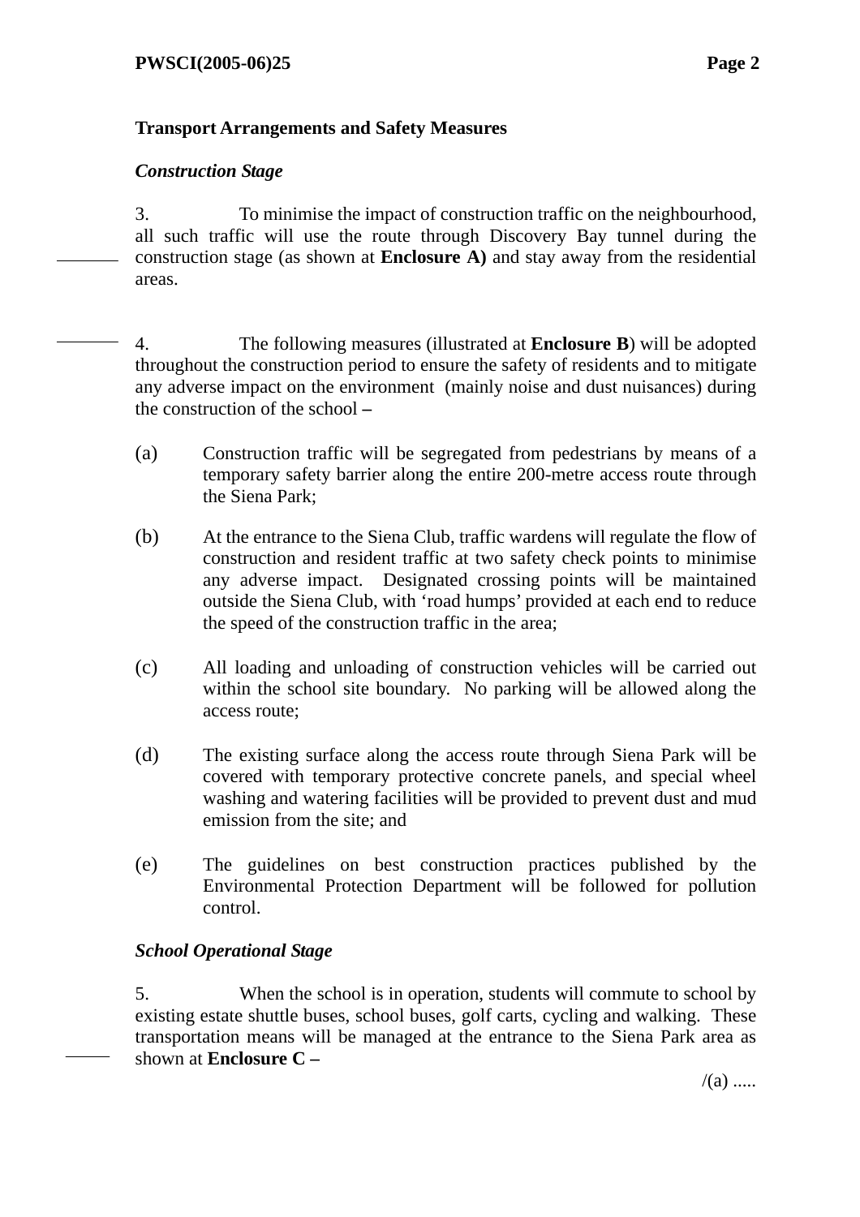**Transport Arrangements and Safety Measures**

***Construction Stage***

3. To minimise the impact of construction traffic on the neighbourhood, all such traffic will use the route through Discovery Bay tunnel during the construction stage (as shown at **Enclosure A)** and stay away from the residential areas.

4. The following measures (illustrated at **Enclosure B**) will be adopted throughout the construction period to ensure the safety of residents and to mitigate any adverse impact on the environment (mainly noise and dust nuisances) during the construction of the school –

(a) Construction traffic will be segregated from pedestrians by means of a temporary safety barrier along the entire 200-metre access route through the Siena Park;

(b) At the entrance to the Siena Club, traffic wardens will regulate the flow of construction and resident traffic at two safety check points to minimise any adverse impact. Designated crossing points will be maintained outside the Siena Club, with 'road humps' provided at each end to reduce the speed of the construction traffic in the area;

(c) All loading and unloading of construction vehicles will be carried out within the school site boundary. No parking will be allowed along the access route;

(d) The existing surface along the access route through Siena Park will be covered with temporary protective concrete panels, and special wheel washing and watering facilities will be provided to prevent dust and mud emission from the site; and

(e) The guidelines on best construction practices published by the Environmental Protection Department will be followed for pollution control.

***School Operational Stage***

5. When the school is in operation, students will commute to school by existing estate shuttle buses, school buses, golf carts, cycling and walking. These transportation means will be managed at the entrance to the Siena Park area as shown at **Enclosure C –**

/(a) .....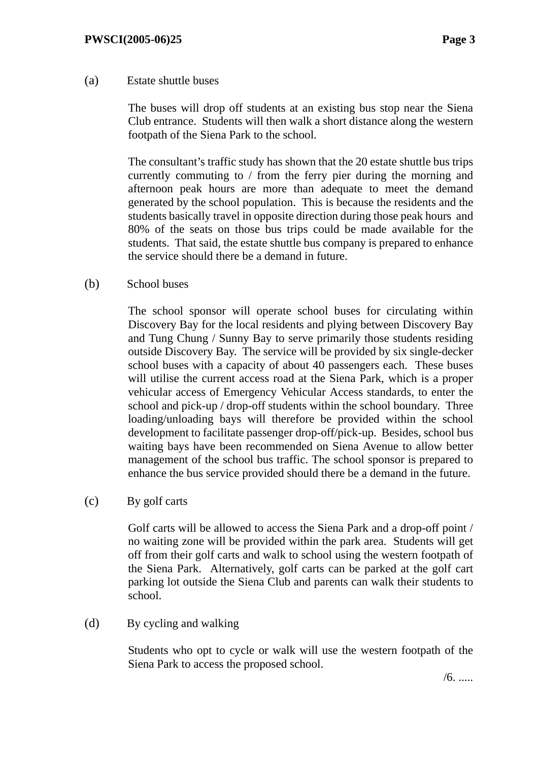(a) Estate shuttle buses

The buses will drop off students at an existing bus stop near the Siena Club entrance. Students will then walk a short distance along the western footpath of the Siena Park to the school.

The consultant's traffic study has shown that the 20 estate shuttle bus trips currently commuting to / from the ferry pier during the morning and afternoon peak hours are more than adequate to meet the demand generated by the school population. This is because the residents and the students basically travel in opposite direction during those peak hours and 80% of the seats on those bus trips could be made available for the students. That said, the estate shuttle bus company is prepared to enhance the service should there be a demand in future.

(b) School buses

The school sponsor will operate school buses for circulating within Discovery Bay for the local residents and plying between Discovery Bay and Tung Chung / Sunny Bay to serve primarily those students residing outside Discovery Bay. The service will be provided by six single-decker school buses with a capacity of about 40 passengers each. These buses will utilise the current access road at the Siena Park, which is a proper vehicular access of Emergency Vehicular Access standards, to enter the school and pick-up / drop-off students within the school boundary. Three loading/unloading bays will therefore be provided within the school development to facilitate passenger drop-off/pick-up. Besides, school bus waiting bays have been recommended on Siena Avenue to allow better management of the school bus traffic. The school sponsor is prepared to enhance the bus service provided should there be a demand in the future.

(c) By golf carts

Golf carts will be allowed to access the Siena Park and a drop-off point / no waiting zone will be provided within the park area. Students will get off from their golf carts and walk to school using the western footpath of the Siena Park. Alternatively, golf carts can be parked at the golf cart parking lot outside the Siena Club and parents can walk their students to school.

(d) By cycling and walking

Students who opt to cycle or walk will use the western footpath of the Siena Park to access the proposed school.

/6. .....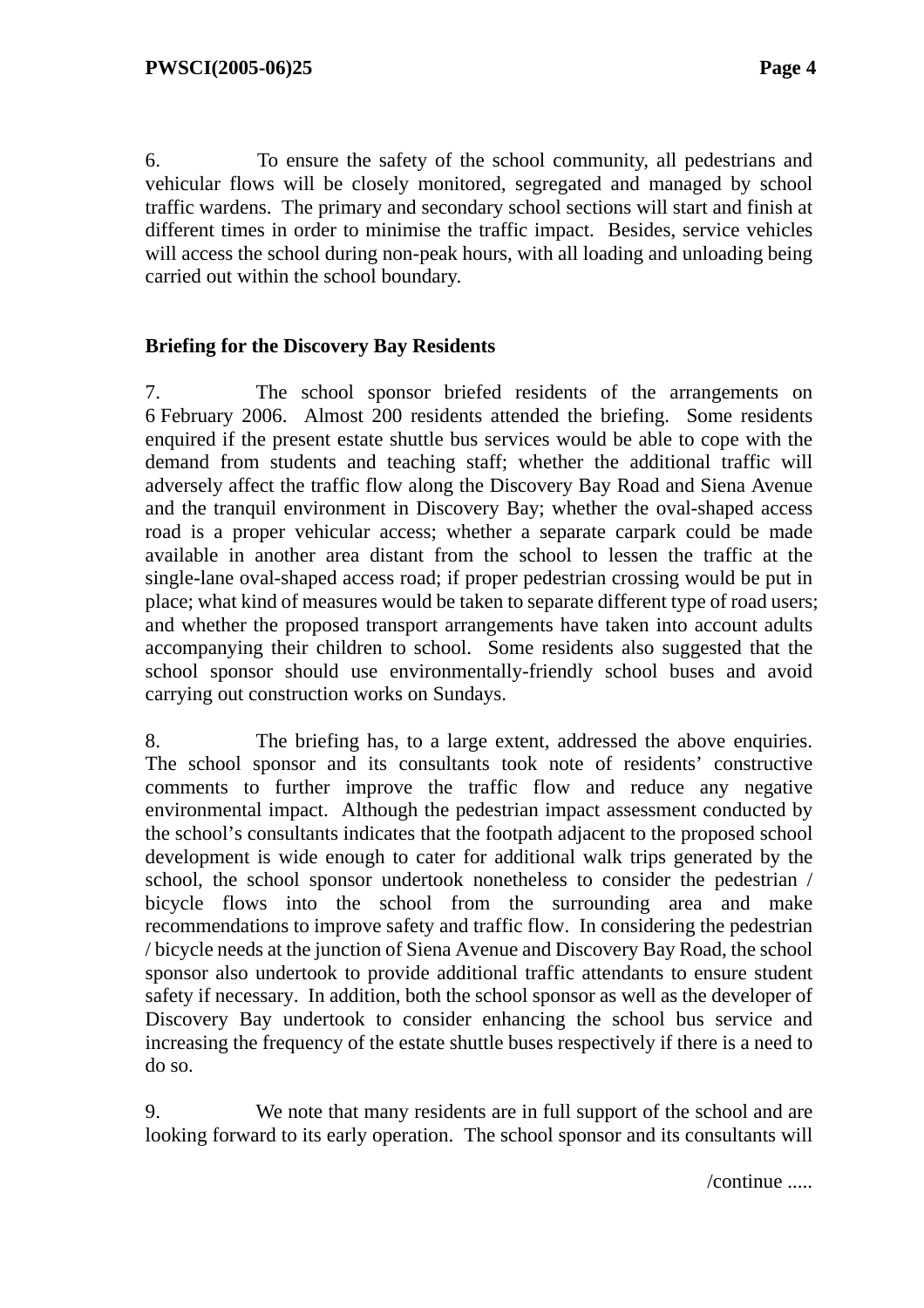6. To ensure the safety of the school community, all pedestrians and vehicular flows will be closely monitored, segregated and managed by school traffic wardens. The primary and secondary school sections will start and finish at different times in order to minimise the traffic impact. Besides, service vehicles will access the school during non-peak hours, with all loading and unloading being carried out within the school boundary.

**Briefing for the Discovery Bay Residents**

7. The school sponsor briefed residents of the arrangements on 6 February 2006. Almost 200 residents attended the briefing. Some residents enquired if the present estate shuttle bus services would be able to cope with the demand from students and teaching staff; whether the additional traffic will adversely affect the traffic flow along the Discovery Bay Road and Siena Avenue and the tranquil environment in Discovery Bay; whether the oval-shaped access road is a proper vehicular access; whether a separate carpark could be made available in another area distant from the school to lessen the traffic at the single-lane oval-shaped access road; if proper pedestrian crossing would be put in place; what kind of measures would be taken to separate different type of road users; and whether the proposed transport arrangements have taken into account adults accompanying their children to school. Some residents also suggested that the school sponsor should use environmentally-friendly school buses and avoid carrying out construction works on Sundays.

8. The briefing has, to a large extent, addressed the above enquiries. The school sponsor and its consultants took note of residents' constructive comments to further improve the traffic flow and reduce any negative environmental impact. Although the pedestrian impact assessment conducted by the school's consultants indicates that the footpath adjacent to the proposed school development is wide enough to cater for additional walk trips generated by the school, the school sponsor undertook nonetheless to consider the pedestrian / bicycle flows into the school from the surrounding area and make recommendations to improve safety and traffic flow. In considering the pedestrian / bicycle needs at the junction of Siena Avenue and Discovery Bay Road, the school sponsor also undertook to provide additional traffic attendants to ensure student safety if necessary. In addition, both the school sponsor as well as the developer of Discovery Bay undertook to consider enhancing the school bus service and increasing the frequency of the estate shuttle buses respectively if there is a need to do so.

9. We note that many residents are in full support of the school and are looking forward to its early operation. The school sponsor and its consultants will

/continue .....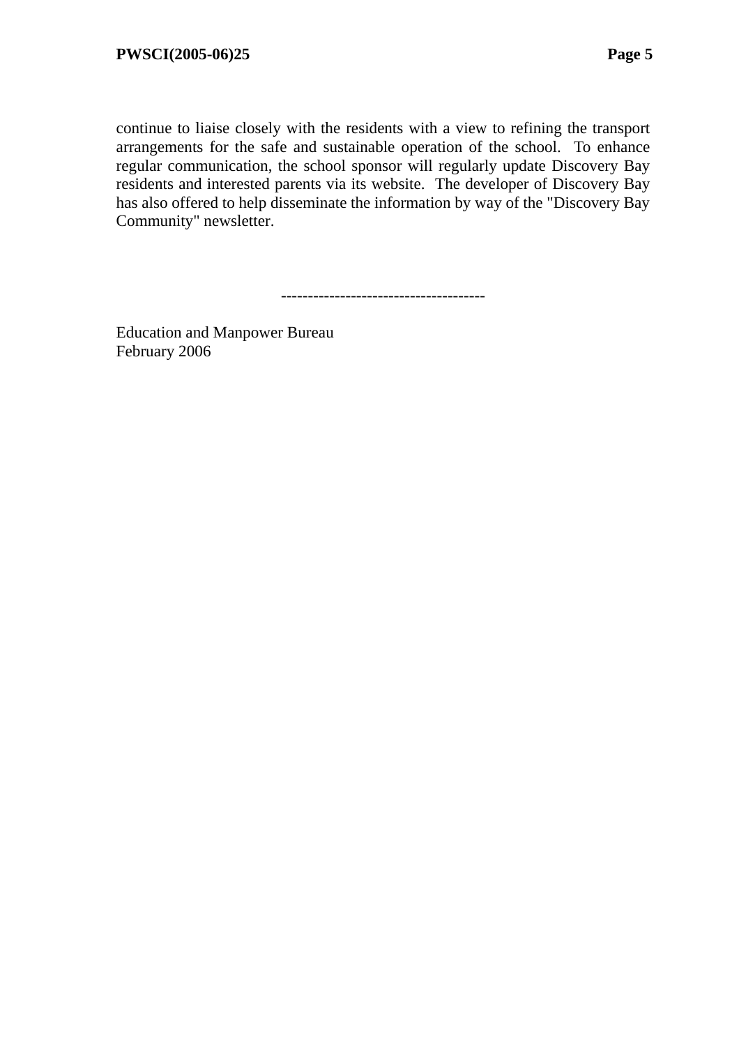continue to liaise closely with the residents with a view to refining the transport arrangements for the safe and sustainable operation of the school. To enhance regular communication, the school sponsor will regularly update Discovery Bay residents and interested parents via its website. The developer of Discovery Bay has also offered to help disseminate the information by way of the "Discovery Bay Community" newsletter.

-------------------------------------

Education and Manpower Bureau
February 2006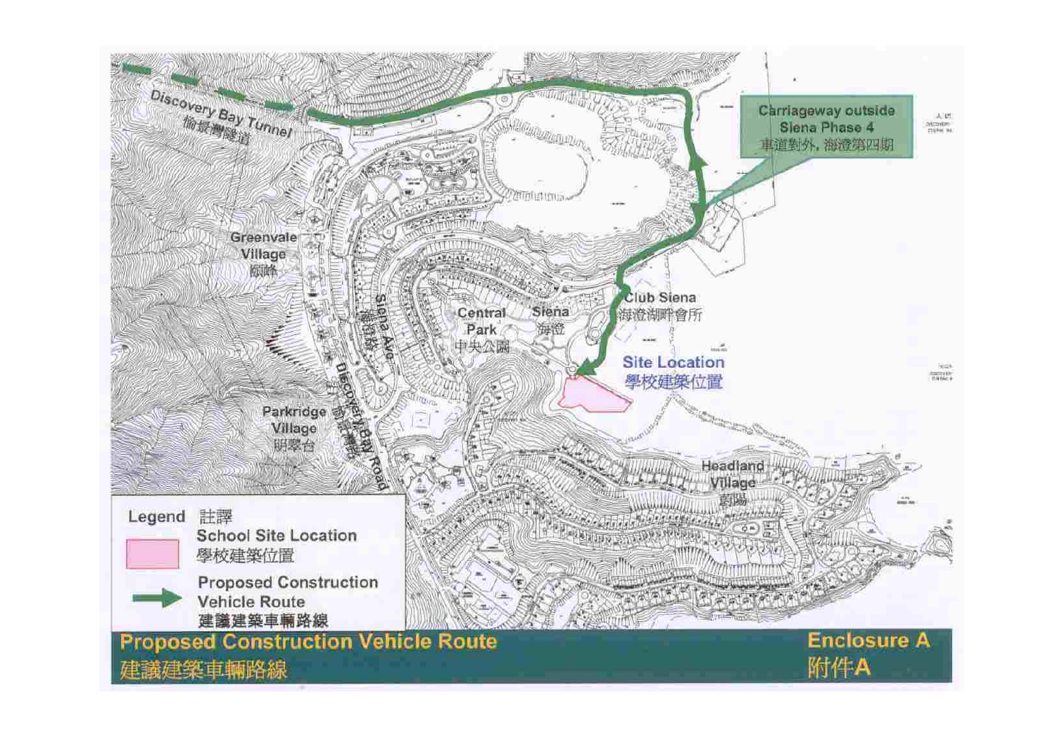Discovery Bay Tunnel
愉景灣隧道

Carriageway outside Siena Phase 4
車道對外, 海澄第四期

Greenvale Village
頤峰

Siena Ave
海澄路

Central Park
中央公園

Siena
海澄

Club Siena
海澄湖畔會所

Site Location
學校建築位置

Parkridge Village
明翠台

Discovery Bay Road
愉景灣道

Headland Village
蔚陽

Legend 註譯

School Site Location
學校建築位置

Proposed Construction Vehicle Route
建議建築車輛路線

**Proposed Construction Vehicle Route**
**建議建築車輛路線**

**Enclosure A**
**附件A**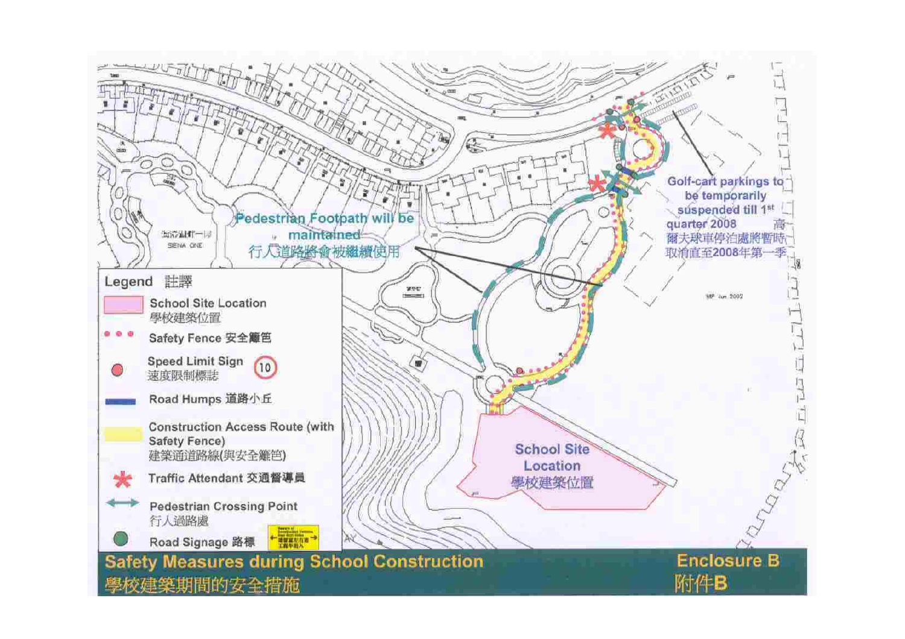Pedestrian Footpath will be maintained
行人道路將會被繼續使用

Golf-cart parkings to be temporarily suspended till 1st quarter 2008
高爾夫球車停泊處將暫時取消直至2008年第一季

School Site Location
學校建築位置

**Legend 註譯**

- School Site Location 學校建築位置
- Safety Fence 安全籬笆
- Speed Limit Sign 速度限制標誌
- Road Humps 道路小丘
- Construction Access Route (with Safety Fence) 建築通道路線(與安全籬笆)
- Traffic Attendant 交通督導員
- Pedestrian Crossing Point 行人過路處
- Road Signage 路標

**Safety Measures during School Construction**
**學校建築期間的安全措施**

**Enclosure B**
**附件B**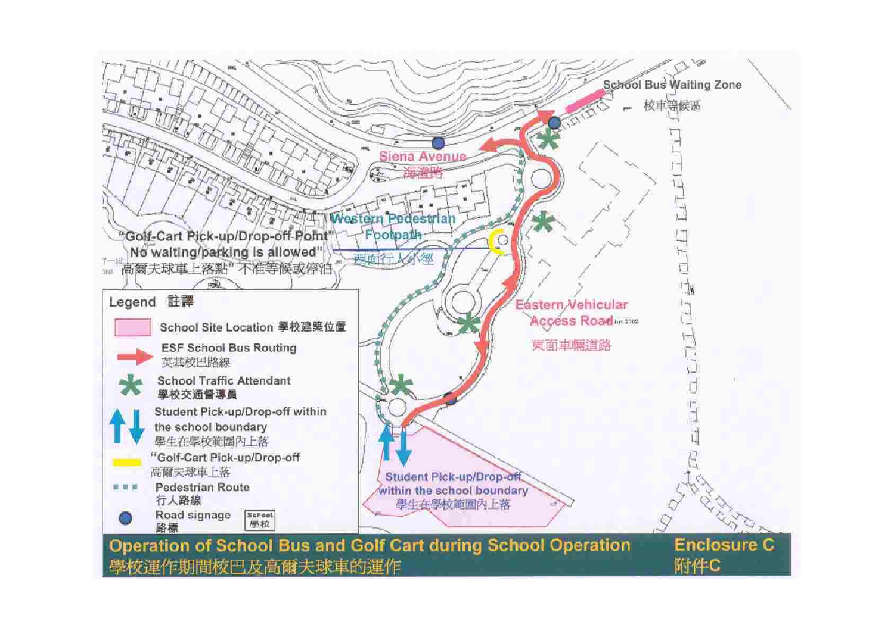School Bus Waiting Zone
校車等候區

Siena Avenue
海澄路

Western Pedestrian Footpath
西面行人小徑

"Golf-Cart Pick-up/Drop-off Point"
No waiting/parking is allowed"
高爾夫球車上落點" 不准等候或停泊

Eastern Vehicular Access Road
東面車輛道路

Student Pick-up/Drop-off within the school boundary
學生在學校範圍內上落

Legend 註譯

School Site Location 學校建築位置

ESF School Bus Routing
英基校巴路線

School Traffic Attendant
學校交通督導員

Student Pick-up/Drop-off within the school boundary
學生在學校範圍內上落

"Golf-Cart Pick-up/Drop-off
高爾夫球車上落

Pedestrian Route
行人路線

Road signage
路標

School
學校

**Operation of School Bus and Golf Cart during School Operation**
**學校運作期間校巴及高爾夫球車的運作**

**Enclosure C**
**附件C**